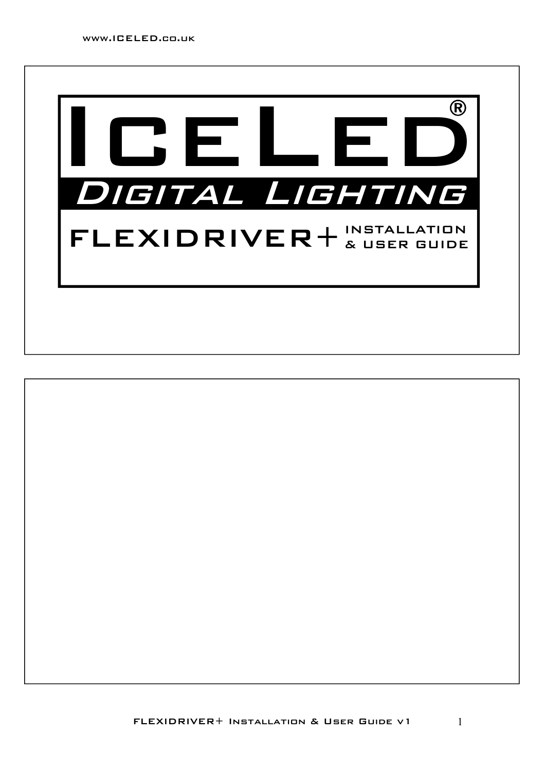# ICELED®

## DIGITAL LIGHTING

## FLEXIDRIVER+ INSTALLATION & USER GUIDE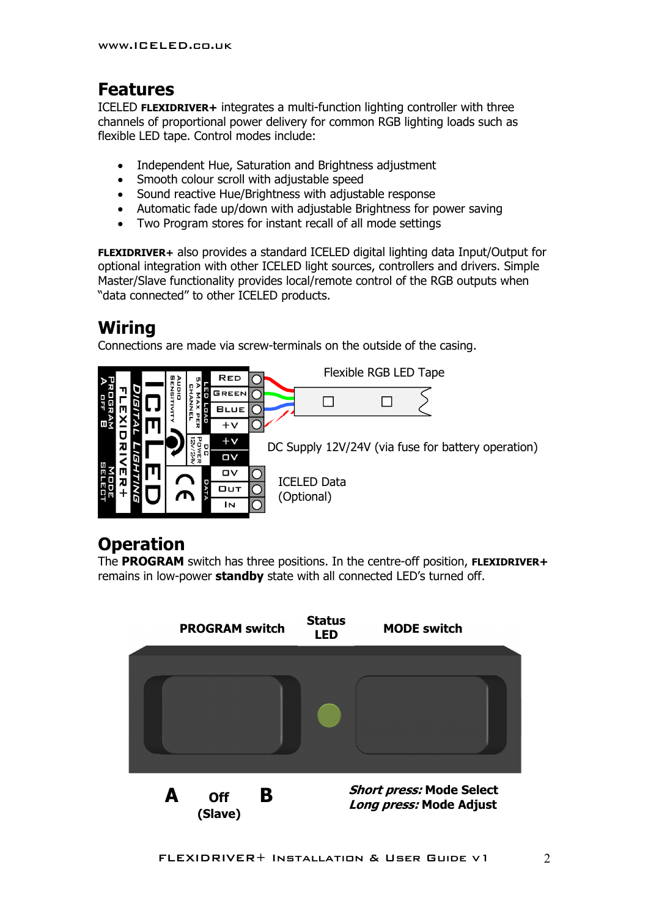## Features

ICELED **FLEXIDRIVER+** integrates a multi-function lighting controller with three channels of proportional power delivery for common RGB lighting loads such as flexible LED tape. Control modes include:

- Independent Hue, Saturation and Brightness adjustment
- Smooth colour scroll with adjustable speed
- Sound reactive Hue/Brightness with adjustable response
- Automatic fade up/down with adjustable Brightness for power saving
- Two Program stores for instant recall of all mode settings

**FLEXIDRIVER+** also provides a standard ICELED digital lighting data Input/Output for optional integration with other ICELED light sources, controllers and drivers. Simple Master/Slave functionality provides local/remote control of the RGB outputs when "data connected" to other ICELED products.

## Wiring

Connections are made via screw-terminals on the outside of the casing.

Flexible RGB LED Tape

DC Supply 12V/24V (via fuse for battery operation)

ICELED Data (Optional)

## Operation

The **PROGRAM** switch has three positions. In the centre-off position, **FLEXIDRIVER+** remains in low-power **standby** state with all connected LED's turned off.

**PROGRAM switch** | **Status LED** | **MODE switch**

**A** **Off (Slave)** **B**

***Short press:*** **Mode Select**
***Long press:*** **Mode Adjust**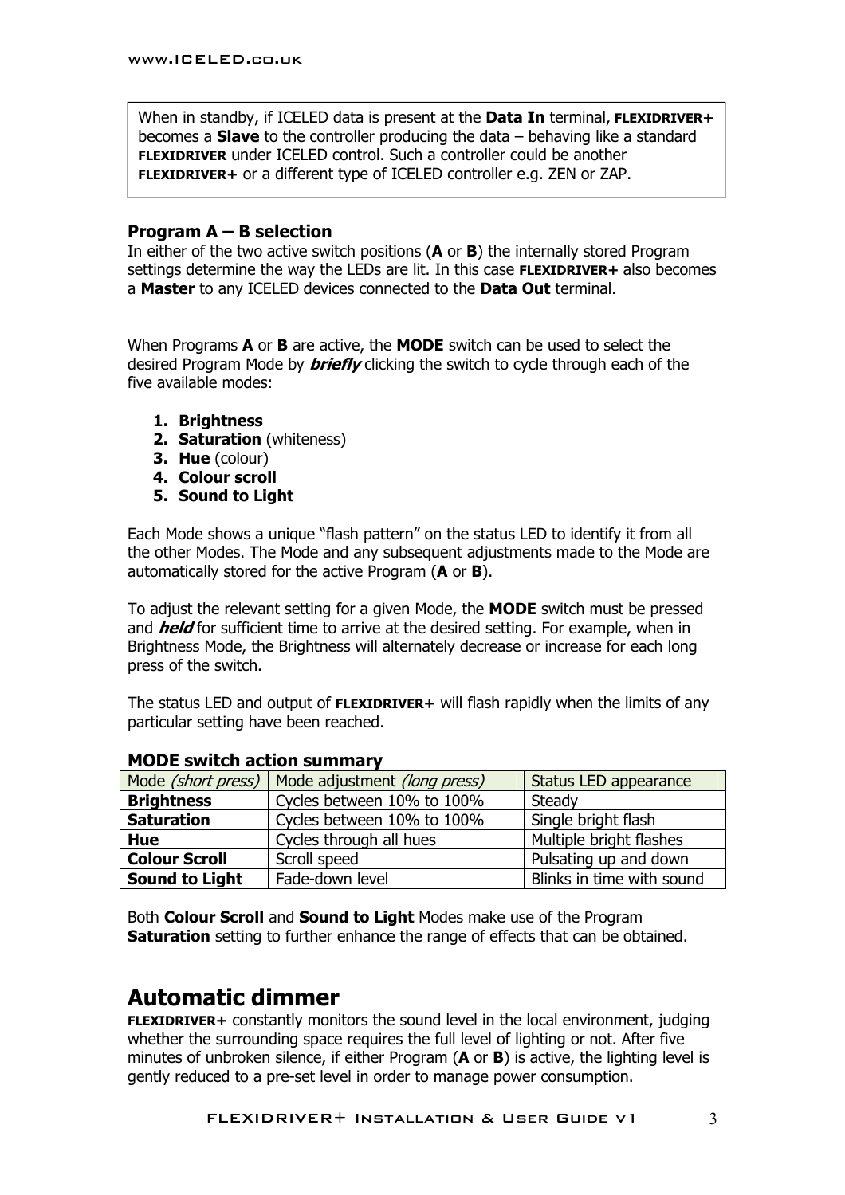When in standby, if ICELED data is present at the **Data In** terminal, **FLEXIDRIVER+** becomes a **Slave** to the controller producing the data – behaving like a standard **FLEXIDRIVER** under ICELED control. Such a controller could be another **FLEXIDRIVER+** or a different type of ICELED controller e.g. ZEN or ZAP.

### Program A – B selection

In either of the two active switch positions (**A** or **B**) the internally stored Program settings determine the way the LEDs are lit. In this case **FLEXIDRIVER+** also becomes a **Master** to any ICELED devices connected to the **Data Out** terminal.

When Programs **A** or **B** are active, the **MODE** switch can be used to select the desired Program Mode by ***briefly*** clicking the switch to cycle through each of the five available modes:

1. **Brightness**
2. **Saturation** (whiteness)
3. **Hue** (colour)
4. **Colour scroll**
5. **Sound to Light**

Each Mode shows a unique "flash pattern" on the status LED to identify it from all the other Modes. The Mode and any subsequent adjustments made to the Mode are automatically stored for the active Program (**A** or **B**).

To adjust the relevant setting for a given Mode, the **MODE** switch must be pressed and ***held*** for sufficient time to arrive at the desired setting. For example, when in Brightness Mode, the Brightness will alternately decrease or increase for each long press of the switch.

The status LED and output of **FLEXIDRIVER+** will flash rapidly when the limits of any particular setting have been reached.

### MODE switch action summary

| Mode *(short press)* | Mode adjustment *(long press)* | Status LED appearance |
|---|---|---|
| **Brightness** | Cycles between 10% to 100% | Steady |
| **Saturation** | Cycles between 10% to 100% | Single bright flash |
| **Hue** | Cycles through all hues | Multiple bright flashes |
| **Colour Scroll** | Scroll speed | Pulsating up and down |
| **Sound to Light** | Fade-down level | Blinks in time with sound |

Both **Colour Scroll** and **Sound to Light** Modes make use of the Program **Saturation** setting to further enhance the range of effects that can be obtained.

## Automatic dimmer

**FLEXIDRIVER+** constantly monitors the sound level in the local environment, judging whether the surrounding space requires the full level of lighting or not. After five minutes of unbroken silence, if either Program (**A** or **B**) is active, the lighting level is gently reduced to a pre-set level in order to manage power consumption.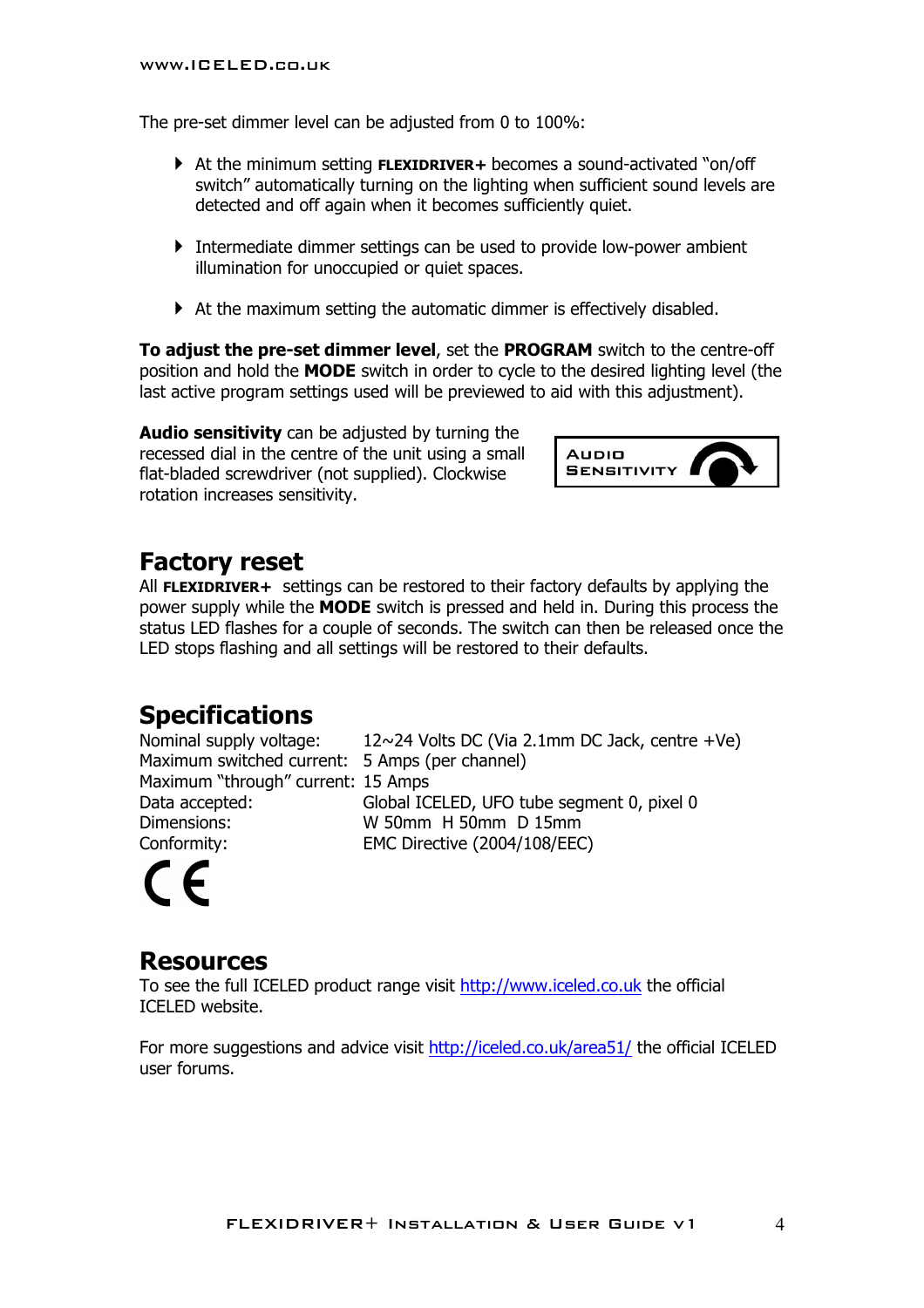The pre-set dimmer level can be adjusted from 0 to 100%:

- At the minimum setting **FLEXIDRIVER+** becomes a sound-activated "on/off switch" automatically turning on the lighting when sufficient sound levels are detected and off again when it becomes sufficiently quiet.
- Intermediate dimmer settings can be used to provide low-power ambient illumination for unoccupied or quiet spaces.
- At the maximum setting the automatic dimmer is effectively disabled.

**To adjust the pre-set dimmer level**, set the **PROGRAM** switch to the centre-off position and hold the **MODE** switch in order to cycle to the desired lighting level (the last active program settings used will be previewed to aid with this adjustment).

**Audio sensitivity** can be adjusted by turning the recessed dial in the centre of the unit using a small flat-bladed screwdriver (not supplied). Clockwise rotation increases sensitivity.

AUDIO SENSITIVITY

## Factory reset

All **FLEXIDRIVER+** settings can be restored to their factory defaults by applying the power supply while the **MODE** switch is pressed and held in. During this process the status LED flashes for a couple of seconds. The switch can then be released once the LED stops flashing and all settings will be restored to their defaults.

## Specifications

| | |
|---|---|
| Nominal supply voltage: | 12~24 Volts DC (Via 2.1mm DC Jack, centre +Ve) |
| Maximum switched current: | 5 Amps (per channel) |
| Maximum "through" current: | 15 Amps |
| Data accepted: | Global ICELED, UFO tube segment 0, pixel 0 |
| Dimensions: | W 50mm H 50mm D 15mm |
| Conformity: | EMC Directive (2004/108/EEC) |

CE

## Resources

To see the full ICELED product range visit http://www.iceled.co.uk the official ICELED website.

For more suggestions and advice visit http://iceled.co.uk/area51/ the official ICELED user forums.